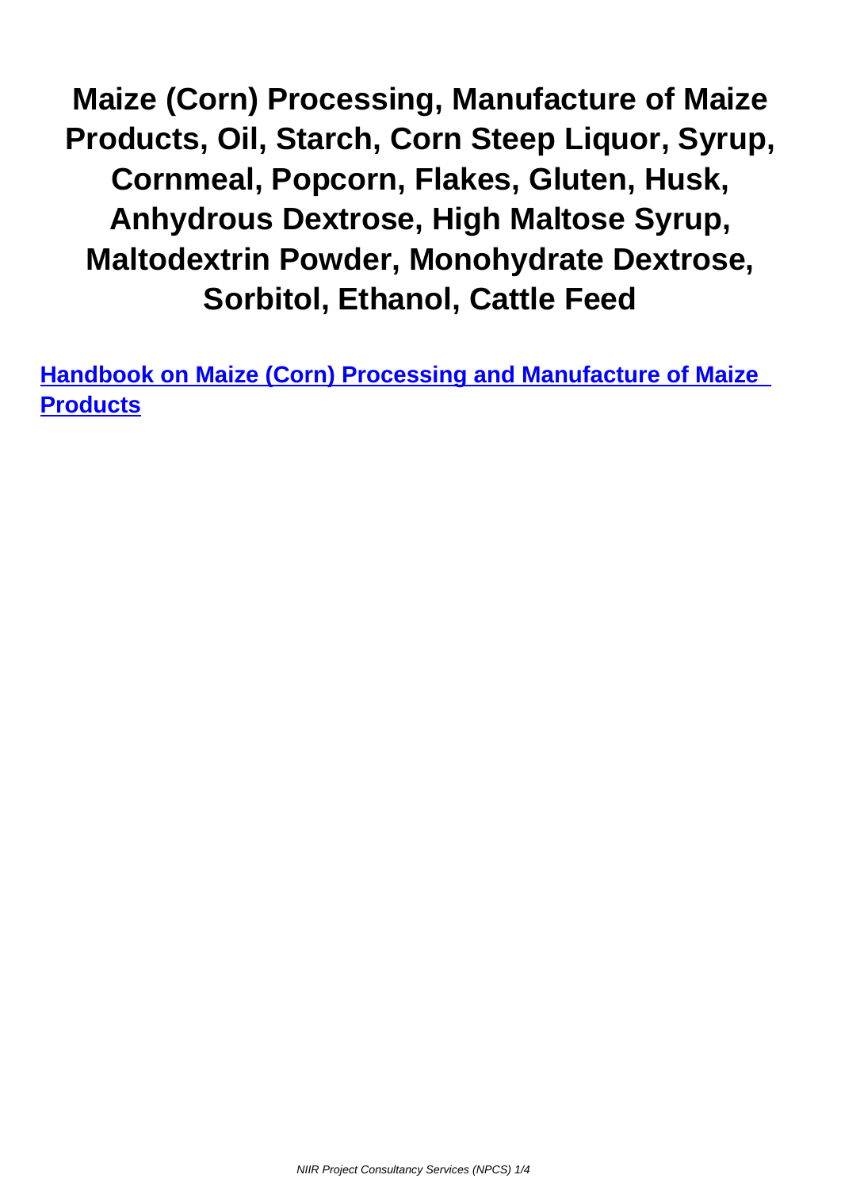# Maize (Corn) Processing, Manufacture of Maize Products, Oil, Starch, Corn Steep Liquor, Syrup, Cornmeal, Popcorn, Flakes, Gluten, Husk, Anhydrous Dextrose, High Maltose Syrup, Maltodextrin Powder, Monohydrate Dextrose, Sorbitol, Ethanol, Cattle Feed

**Handbook on Maize (Corn) Processing and Manufacture of Maize Products**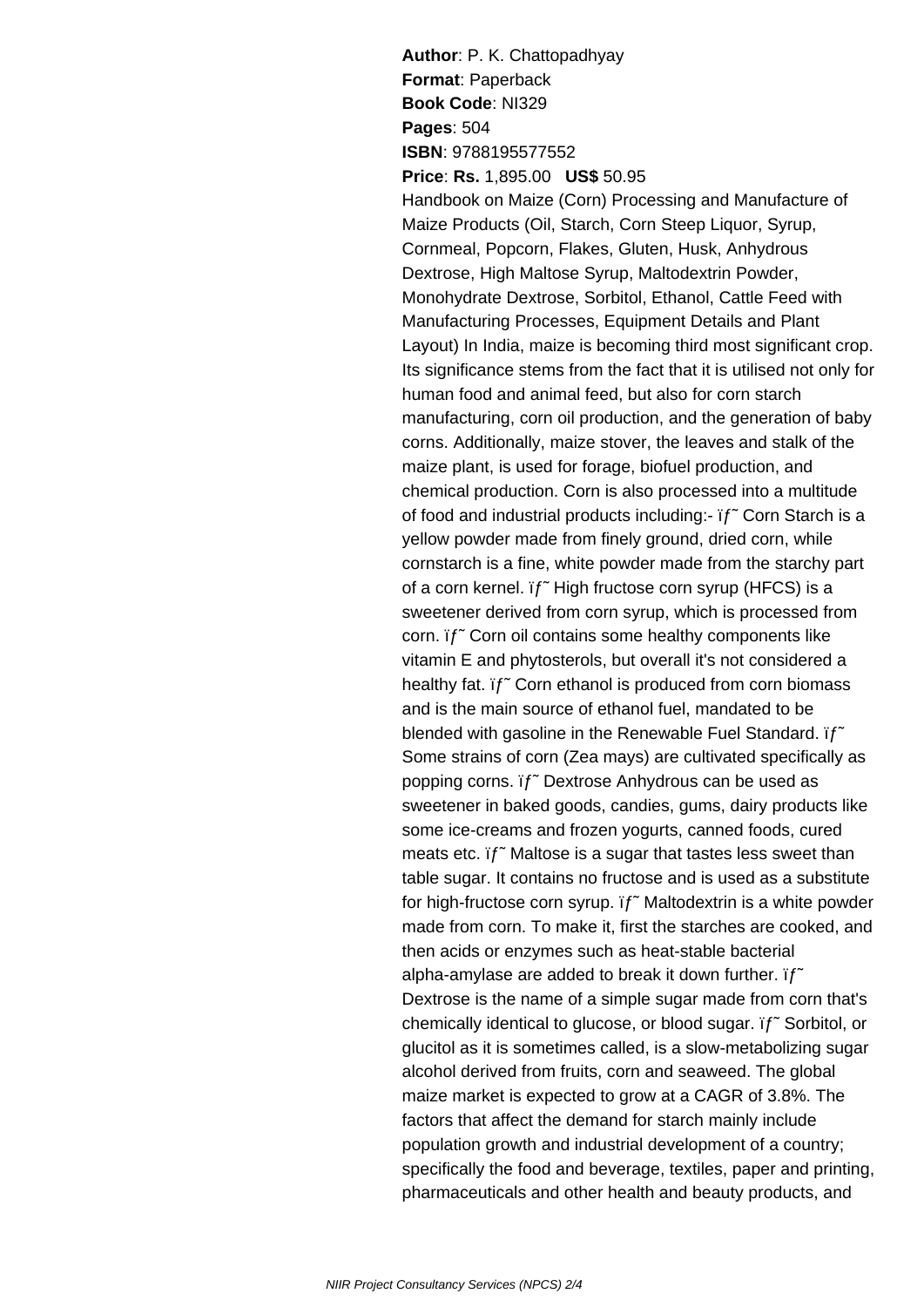**Author**: P. K. Chattopadhyay
**Format**: Paperback
**Book Code**: NI329
**Pages**: 504
**ISBN**: 9788195577552
**Price**: **Rs.** 1,895.00 **US$** 50.95

Handbook on Maize (Corn) Processing and Manufacture of Maize Products (Oil, Starch, Corn Steep Liquor, Syrup, Cornmeal, Popcorn, Flakes, Gluten, Husk, Anhydrous Dextrose, High Maltose Syrup, Maltodextrin Powder, Monohydrate Dextrose, Sorbitol, Ethanol, Cattle Feed with Manufacturing Processes, Equipment Details and Plant Layout) In India, maize is becoming third most significant crop. Its significance stems from the fact that it is utilised not only for human food and animal feed, but also for corn starch manufacturing, corn oil production, and the generation of baby corns. Additionally, maize stover, the leaves and stalk of the maize plant, is used for forage, biofuel production, and chemical production. Corn is also processed into a multitude of food and industrial products including:- ïƒ˜ Corn Starch is a yellow powder made from finely ground, dried corn, while cornstarch is a fine, white powder made from the starchy part of a corn kernel. ïƒ˜ High fructose corn syrup (HFCS) is a sweetener derived from corn syrup, which is processed from corn. ïƒ˜ Corn oil contains some healthy components like vitamin E and phytosterols, but overall it's not considered a healthy fat. ïƒ˜ Corn ethanol is produced from corn biomass and is the main source of ethanol fuel, mandated to be blended with gasoline in the Renewable Fuel Standard. ïƒ˜ Some strains of corn (Zea mays) are cultivated specifically as popping corns. ïƒ˜ Dextrose Anhydrous can be used as sweetener in baked goods, candies, gums, dairy products like some ice-creams and frozen yogurts, canned foods, cured meats etc. ïƒ˜ Maltose is a sugar that tastes less sweet than table sugar. It contains no fructose and is used as a substitute for high-fructose corn syrup. ïƒ˜ Maltodextrin is a white powder made from corn. To make it, first the starches are cooked, and then acids or enzymes such as heat-stable bacterial alpha-amylase are added to break it down further. ïƒ˜ Dextrose is the name of a simple sugar made from corn that's chemically identical to glucose, or blood sugar. ïƒ˜ Sorbitol, or glucitol as it is sometimes called, is a slow-metabolizing sugar alcohol derived from fruits, corn and seaweed. The global maize market is expected to grow at a CAGR of 3.8%. The factors that affect the demand for starch mainly include population growth and industrial development of a country; specifically the food and beverage, textiles, paper and printing, pharmaceuticals and other health and beauty products, and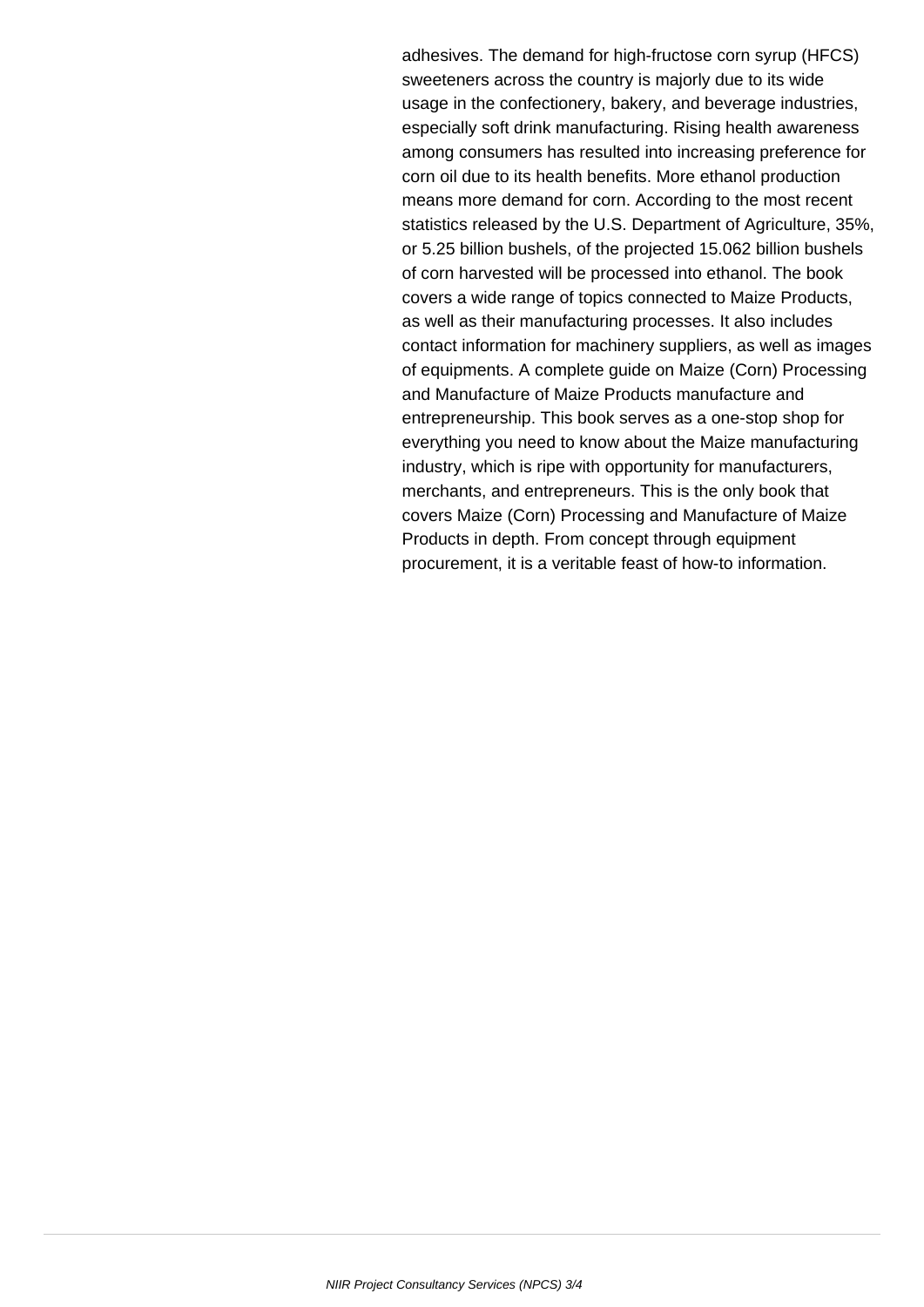adhesives. The demand for high-fructose corn syrup (HFCS) sweeteners across the country is majorly due to its wide usage in the confectionery, bakery, and beverage industries, especially soft drink manufacturing. Rising health awareness among consumers has resulted into increasing preference for corn oil due to its health benefits. More ethanol production means more demand for corn. According to the most recent statistics released by the U.S. Department of Agriculture, 35%, or 5.25 billion bushels, of the projected 15.062 billion bushels of corn harvested will be processed into ethanol. The book covers a wide range of topics connected to Maize Products, as well as their manufacturing processes. It also includes contact information for machinery suppliers, as well as images of equipments. A complete guide on Maize (Corn) Processing and Manufacture of Maize Products manufacture and entrepreneurship. This book serves as a one-stop shop for everything you need to know about the Maize manufacturing industry, which is ripe with opportunity for manufacturers, merchants, and entrepreneurs. This is the only book that covers Maize (Corn) Processing and Manufacture of Maize Products in depth. From concept through equipment procurement, it is a veritable feast of how-to information.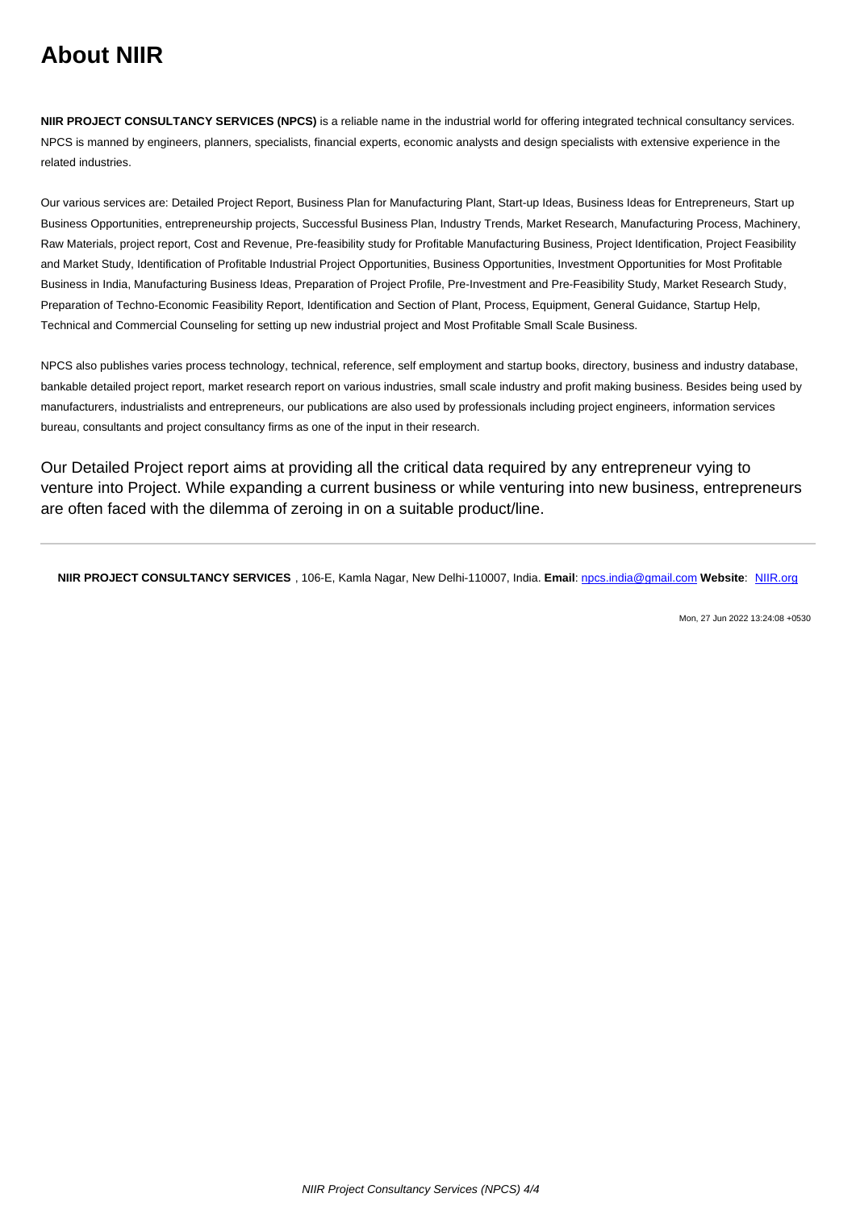# About NIIR

**NIIR PROJECT CONSULTANCY SERVICES (NPCS)** is a reliable name in the industrial world for offering integrated technical consultancy services. NPCS is manned by engineers, planners, specialists, financial experts, economic analysts and design specialists with extensive experience in the related industries.

Our various services are: Detailed Project Report, Business Plan for Manufacturing Plant, Start-up Ideas, Business Ideas for Entrepreneurs, Start up Business Opportunities, entrepreneurship projects, Successful Business Plan, Industry Trends, Market Research, Manufacturing Process, Machinery, Raw Materials, project report, Cost and Revenue, Pre-feasibility study for Profitable Manufacturing Business, Project Identification, Project Feasibility and Market Study, Identification of Profitable Industrial Project Opportunities, Business Opportunities, Investment Opportunities for Most Profitable Business in India, Manufacturing Business Ideas, Preparation of Project Profile, Pre-Investment and Pre-Feasibility Study, Market Research Study, Preparation of Techno-Economic Feasibility Report, Identification and Section of Plant, Process, Equipment, General Guidance, Startup Help, Technical and Commercial Counseling for setting up new industrial project and Most Profitable Small Scale Business.

NPCS also publishes varies process technology, technical, reference, self employment and startup books, directory, business and industry database, bankable detailed project report, market research report on various industries, small scale industry and profit making business. Besides being used by manufacturers, industrialists and entrepreneurs, our publications are also used by professionals including project engineers, information services bureau, consultants and project consultancy firms as one of the input in their research.

Our Detailed Project report aims at providing all the critical data required by any entrepreneur vying to venture into Project. While expanding a current business or while venturing into new business, entrepreneurs are often faced with the dilemma of zeroing in on a suitable product/line.

---

**NIIR PROJECT CONSULTANCY SERVICES** , 106-E, Kamla Nagar, New Delhi-110007, India. **Email**: npcs.india@gmail.com **Website**: NIIR.org

Mon, 27 Jun 2022 13:24:08 +0530